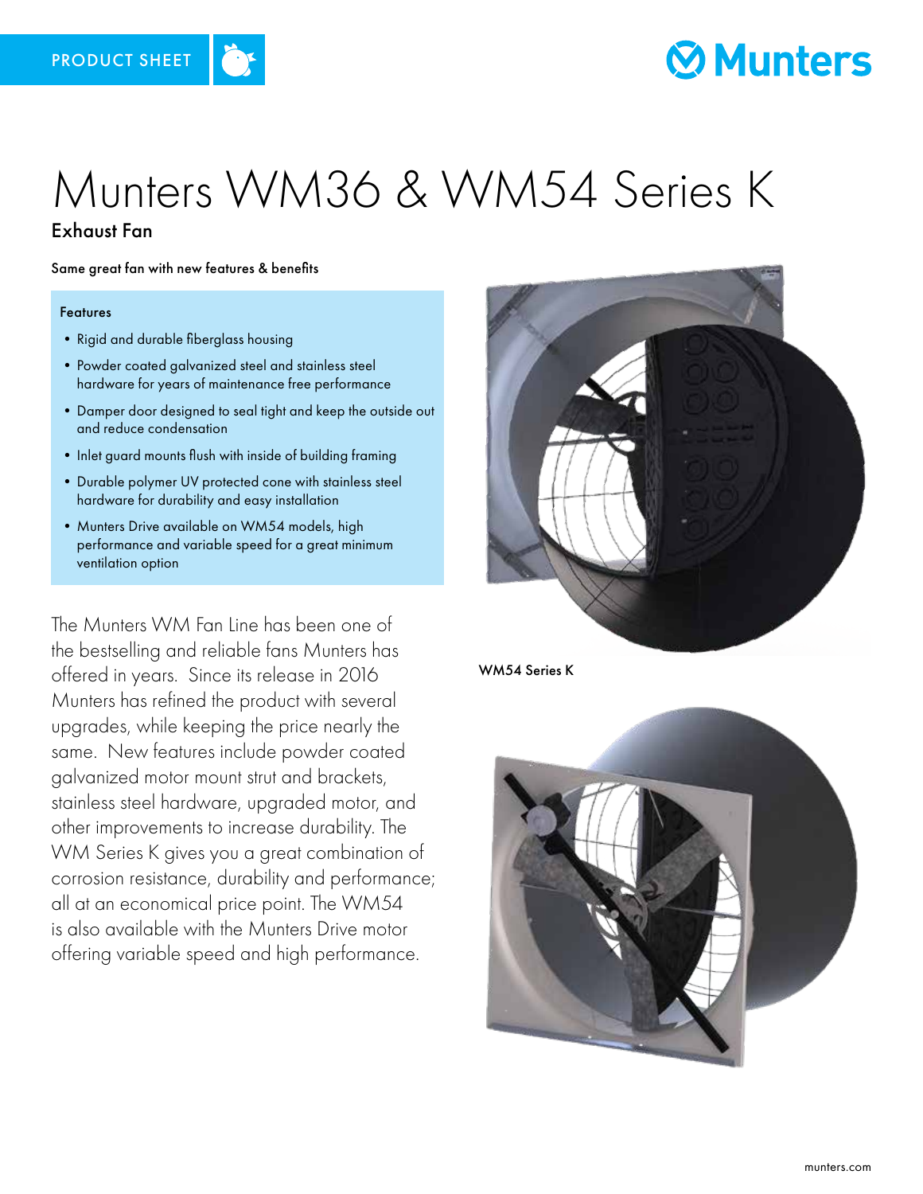PRODUCT SHEET

# Munters WM36 & WM54 Series K

## Exhaust Fan

Same great fan with new features & benefits

### Features

- Rigid and durable fiberglass housing
- Powder coated galvanized steel and stainless steel hardware for years of maintenance free performance
- Damper door designed to seal tight and keep the outside out and reduce condensation
- Inlet guard mounts flush with inside of building framing
- Durable polymer UV protected cone with stainless steel hardware for durability and easy installation
- Munters Drive available on WM54 models, high performance and variable speed for a great minimum ventilation option

The Munters WM Fan Line has been one of the bestselling and reliable fans Munters has offered in years. Since its release in 2016 Munters has refined the product with several upgrades, while keeping the price nearly the same. New features include powder coated galvanized motor mount strut and brackets, stainless steel hardware, upgraded motor, and other improvements to increase durability. The WM Series K gives you a great combination of corrosion resistance, durability and performance; all at an economical price point. The WM54 is also available with the Munters Drive motor offering variable speed and high performance.

WM54 Series K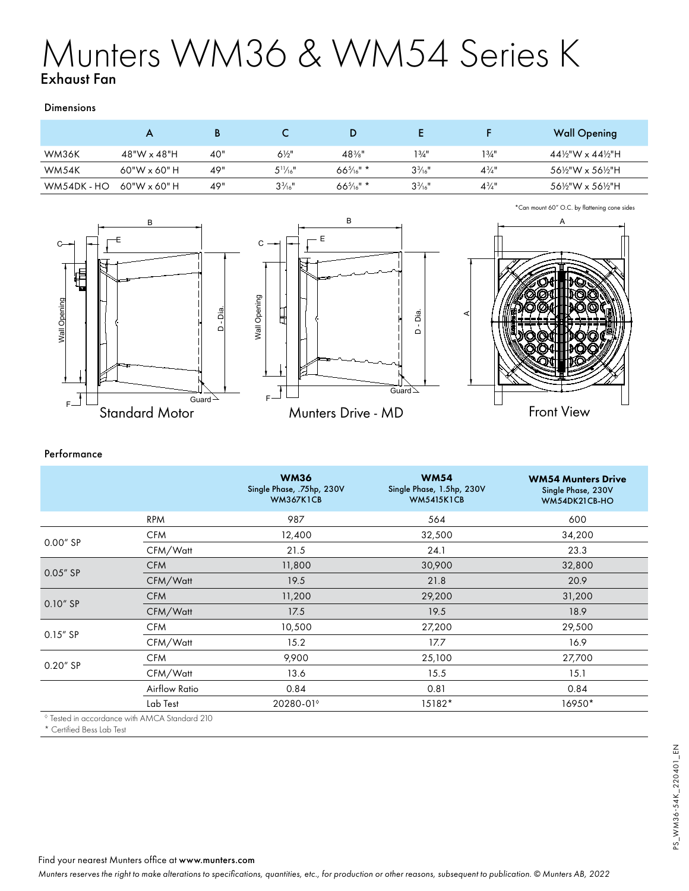# Munters WM36 & WM54 Series K

## Exhaust Fan

### Dimensions

| | A | B | C | D | E | F | Wall Opening |
|---|---|---|---|---|---|---|---|
| WM36K | 48"W x 48"H | 40" | 6½" | 48⅜" | 1¾" | 1¾" | 44½"W x 44½"H |
| WM54K | 60"W x 60" H | 49" | 5¹¹⁄₁₆" | 66⁵⁄₁₆" * | 3³⁄₁₆" | 4¾" | 56½"W x 56½"H |
| WM54DK - HO | 60"W x 60" H | 49" | 3³⁄₁₆" | 66⁵⁄₁₆" * | 3³⁄₁₆" | 4¾" | 56½"W x 56½"H |

*Can mount 60" O.C. by flattening cone sides

B
C
E
Wall Opening
D - Dia.
Guard
F
Standard Motor

B
C
E
Wall Opening
D - Dia.
Guard
F
Munters Drive - MD

A
A
Front View

### Performance

| | | **WM36** Single Phase, .75hp, 230V WM367K1CB | **WM54** Single Phase, 1.5hp, 230V WM5415K1CB | **WM54 Munters Drive** Single Phase, 230V WM54DK21CB-HO |
|---|---|---|---|---|
| | RPM | 987 | 564 | 600 |
| 0.00" SP | CFM | 12,400 | 32,500 | 34,200 |
| | CFM/Watt | 21.5 | 24.1 | 23.3 |
| 0.05" SP | CFM | 11,800 | 30,900 | 32,800 |
| | CFM/Watt | 19.5 | 21.8 | 20.9 |
| 0.10" SP | CFM | 11,200 | 29,200 | 31,200 |
| | CFM/Watt | 17.5 | 19.5 | 18.9 |
| 0.15" SP | CFM | 10,500 | 27,200 | 29,500 |
| | CFM/Watt | 15.2 | 17.7 | 16.9 |
| 0.20" SP | CFM | 9,900 | 25,100 | 27,700 |
| | CFM/Watt | 13.6 | 15.5 | 15.1 |
| | Airflow Ratio | 0.84 | 0.81 | 0.84 |
| | Lab Test | 20280-01◊ | 15182* | 16950* |

◊ Tested in accordance with AMCA Standard 210

\* Certified Bess Lab Test

Find your nearest Munters office at **www.munters.com**

*Munters reserves the right to make alterations to specifications, quantities, etc., for production or other reasons, subsequent to publication. © Munters AB, 2022*

PS_WM36-54K_220401_EN